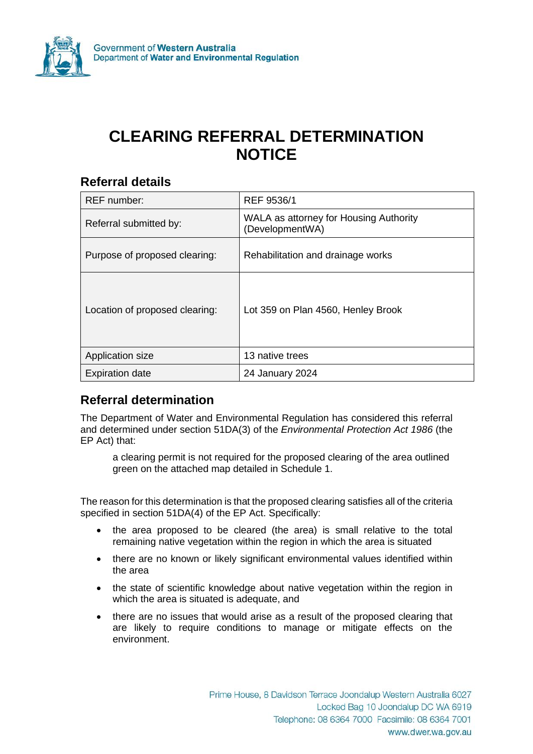# CLEARING REFERRAL DETERMINATION NOTICE

## Referral details

| | |
|---|---|
| REF number: | REF 9536/1 |
| Referral submitted by: | WALA as attorney for Housing Authority (DevelopmentWA) |
| Purpose of proposed clearing: | Rehabilitation and drainage works |
| Location of proposed clearing: | Lot 359 on Plan 4560, Henley Brook |
| Application size | 13 native trees |
| Expiration date | 24 January 2024 |

## Referral determination

The Department of Water and Environmental Regulation has considered this referral and determined under section 51DA(3) of the *Environmental Protection Act 1986* (the EP Act) that:

> a clearing permit is not required for the proposed clearing of the area outlined green on the attached map detailed in Schedule 1.

The reason for this determination is that the proposed clearing satisfies all of the criteria specified in section 51DA(4) of the EP Act. Specifically:

- the area proposed to be cleared (the area) is small relative to the total remaining native vegetation within the region in which the area is situated
- there are no known or likely significant environmental values identified within the area
- the state of scientific knowledge about native vegetation within the region in which the area is situated is adequate, and
- there are no issues that would arise as a result of the proposed clearing that are likely to require conditions to manage or mitigate effects on the environment.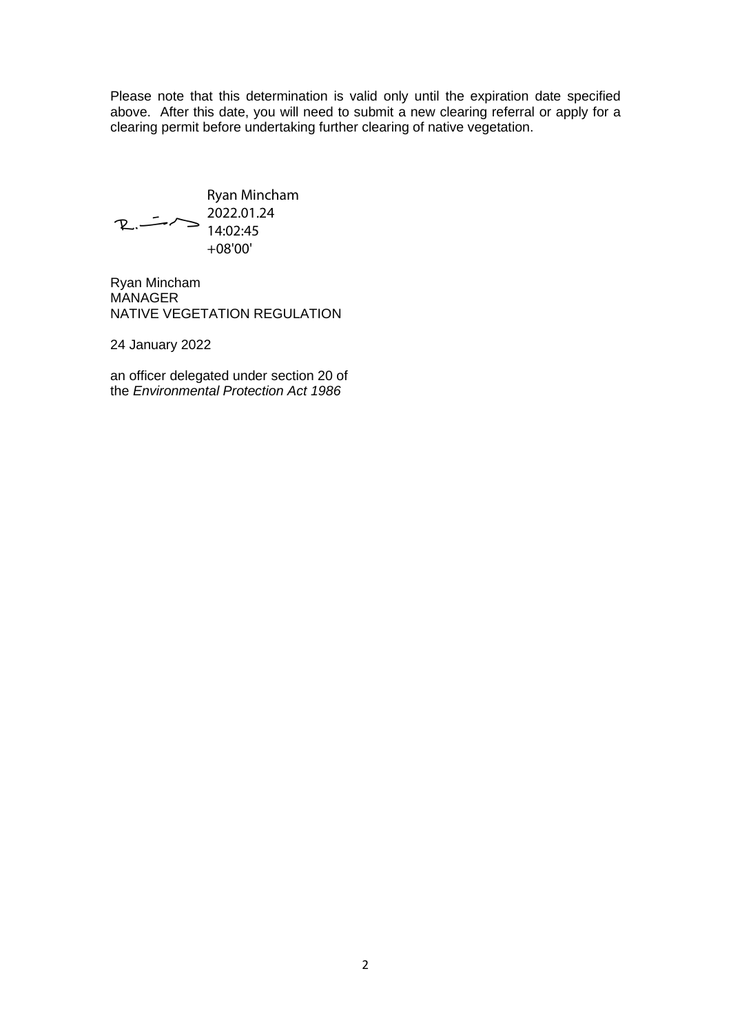Please note that this determination is valid only until the expiration date specified above. After this date, you will need to submit a new clearing referral or apply for a clearing permit before undertaking further clearing of native vegetation.

Ryan Mincham
2022.01.24
14:02:45
+08'00'

Ryan Mincham
MANAGER
NATIVE VEGETATION REGULATION

24 January 2022

an officer delegated under section 20 of the *Environmental Protection Act 1986*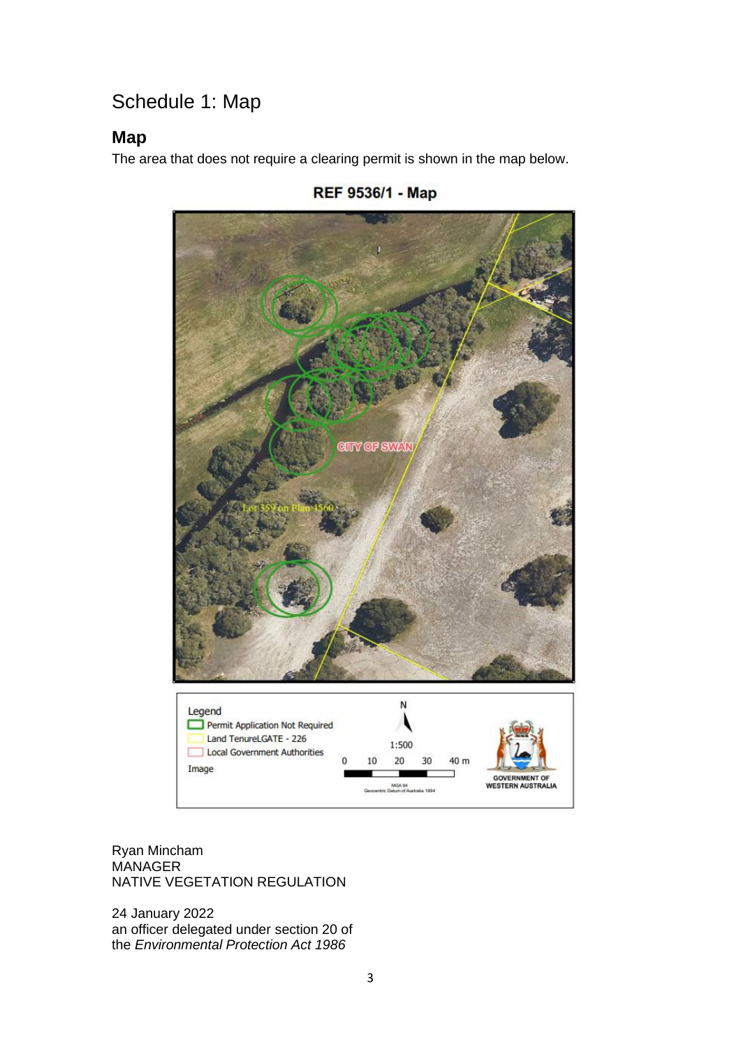# Schedule 1: Map

## Map

The area that does not require a clearing permit is shown in the map below.

**REF 9536/1 - Map**

CITY OF SWAN

Lot 359 on Plan 4560

Legend
Permit Application Not Required
Land TenureLGATE - 226
Local Government Authorities
Image

N

1:500

0 10 20 30 40 m

MGA 94
Geocentric Datum of Australia 1994

GOVERNMENT OF WESTERN AUSTRALIA

Ryan Mincham
MANAGER
NATIVE VEGETATION REGULATION

24 January 2022
an officer delegated under section 20 of
the *Environmental Protection Act 1986*